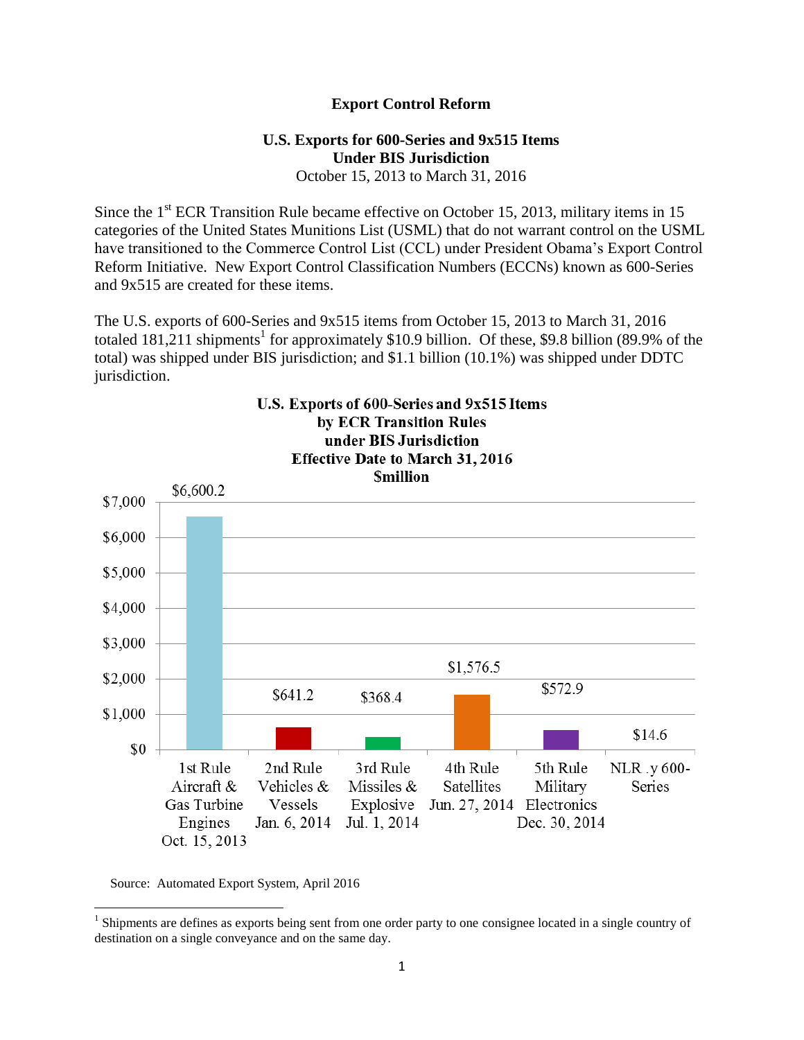# Export Control Reform

## U.S. Exports for 600-Series and 9x515 Items Under BIS Jurisdiction

October 15, 2013 to March 31, 2016

Since the 1st ECR Transition Rule became effective on October 15, 2013, military items in 15 categories of the United States Munitions List (USML) that do not warrant control on the USML have transitioned to the Commerce Control List (CCL) under President Obama's Export Control Reform Initiative. New Export Control Classification Numbers (ECCNs) known as 600-Series and 9x515 are created for these items.

The U.S. exports of 600-Series and 9x515 items from October 15, 2013 to March 31, 2016 totaled 181,211 shipments[1] for approximately $10.9 billion. Of these, $9.8 billion (89.9% of the total) was shipped under BIS jurisdiction; and $1.1 billion (10.1%) was shipped under DDTC jurisdiction.

**U.S. Exports of 600-Series and 9x515 Items by ECR Transition Rules under BIS Jurisdiction Effective Date to March 31, 2016 $million**

| Rule | $million |
|---|---|
| 1st Rule Aircraft & Gas Turbine Engines Oct. 15, 2013 | $6,600.2 |
| 2nd Rule Vehicles & Vessels Jan. 6, 2014 | $641.2 |
| 3rd Rule Missiles & Explosive Jul. 1, 2014 | $368.4 |
| 4th Rule Satellites Jun. 27, 2014 | $1,576.5 |
| 5th Rule Military Electronics Dec. 30, 2014 | $572.9 |
| NLR .y 600-Series | $14.6 |

Source: Automated Export System, April 2016

[1] Shipments are defines as exports being sent from one order party to one consignee located in a single country of destination on a single conveyance and on the same day.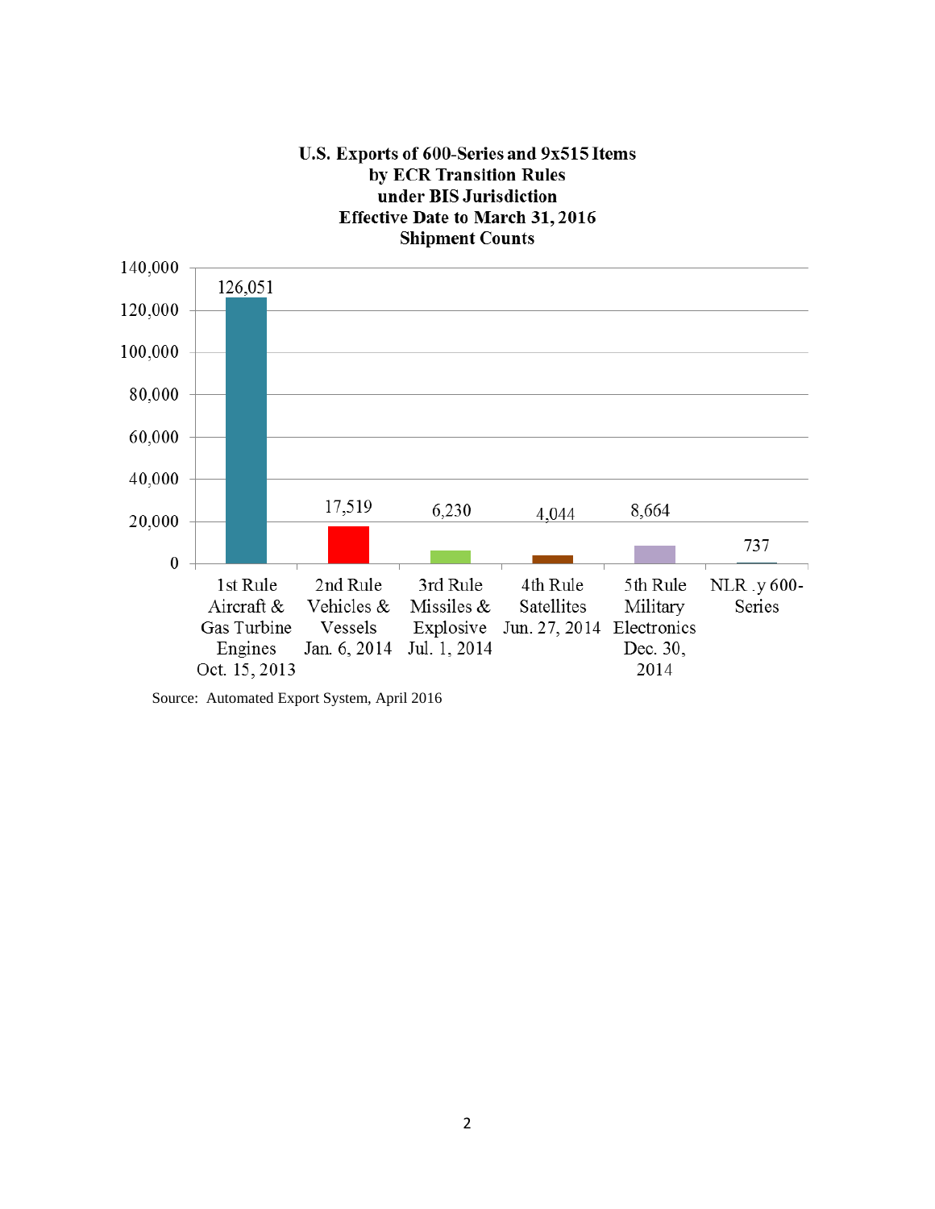**U.S. Exports of 600-Series and 9x515 Items by ECR Transition Rules under BIS Jurisdiction Effective Date to March 31, 2016 Shipment Counts**

| Rule | Shipment Counts |
|---|---|
| 1st Rule Aircraft & Gas Turbine Engines Oct. 15, 2013 | 126,051 |
| 2nd Rule Vehicles & Vessels Jan. 6, 2014 | 17,519 |
| 3rd Rule Missiles & Explosive Jul. 1, 2014 | 6,230 |
| 4th Rule Satellites Jun. 27, 2014 | 4,044 |
| 5th Rule Military Electronics Dec. 30, 2014 | 8,664 |
| NLR .y 600-Series | 737 |

Source: Automated Export System, April 2016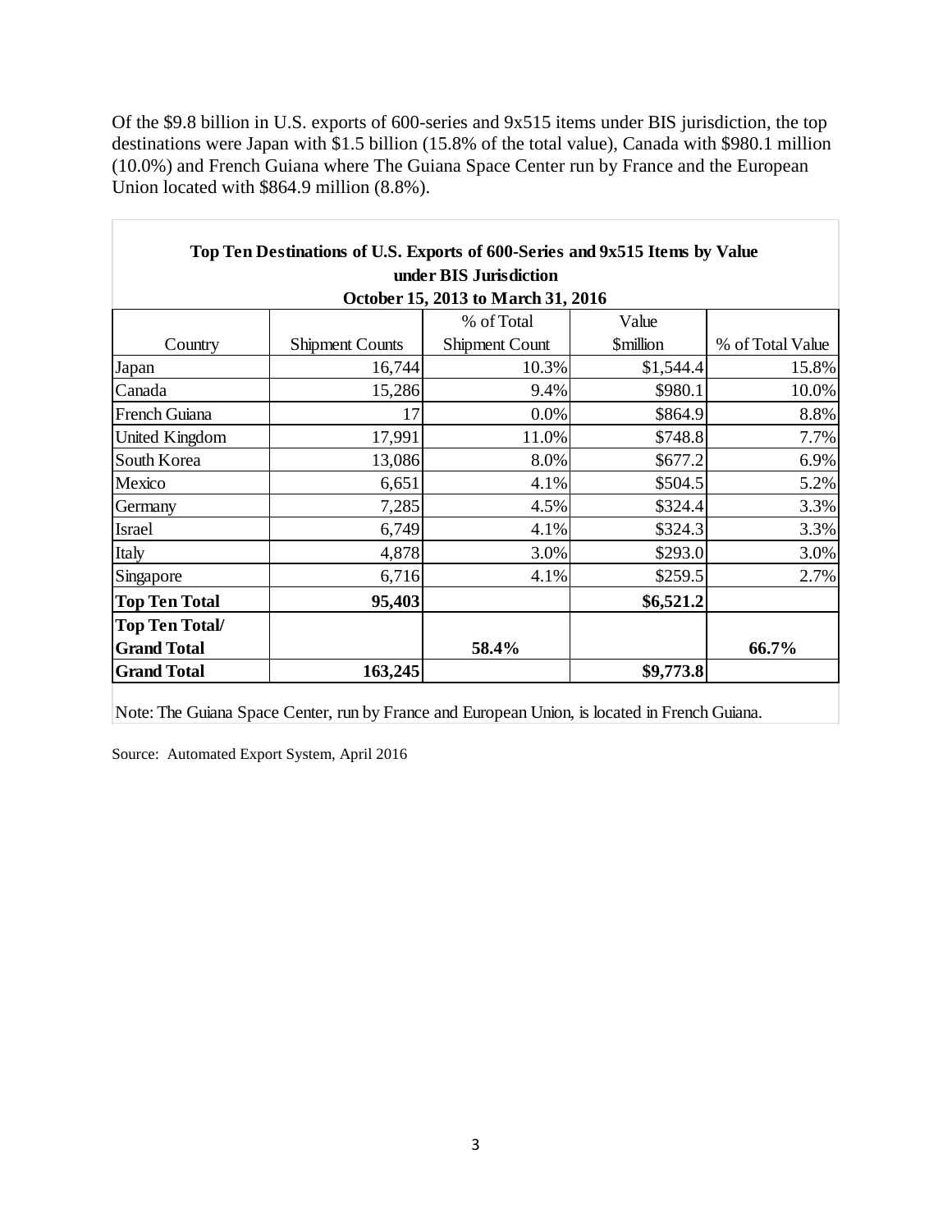Of the $9.8 billion in U.S. exports of 600-series and 9x515 items under BIS jurisdiction, the top destinations were Japan with $1.5 billion (15.8% of the total value), Canada with $980.1 million (10.0%) and French Guiana where The Guiana Space Center run by France and the European Union located with $864.9 million (8.8%).

**Top Ten Destinations of U.S. Exports of 600-Series and 9x515 Items by Value under BIS Jurisdiction**
**October 15, 2013 to March 31, 2016**

| Country | Shipment Counts | % of Total Shipment Count | Value $million | % of Total Value |
|---|---|---|---|---|
| Japan | 16,744 | 10.3% | $1,544.4 | 15.8% |
| Canada | 15,286 | 9.4% | $980.1 | 10.0% |
| French Guiana | 17 | 0.0% | $864.9 | 8.8% |
| United Kingdom | 17,991 | 11.0% | $748.8 | 7.7% |
| South Korea | 13,086 | 8.0% | $677.2 | 6.9% |
| Mexico | 6,651 | 4.1% | $504.5 | 5.2% |
| Germany | 7,285 | 4.5% | $324.4 | 3.3% |
| Israel | 6,749 | 4.1% | $324.3 | 3.3% |
| Italy | 4,878 | 3.0% | $293.0 | 3.0% |
| Singapore | 6,716 | 4.1% | $259.5 | 2.7% |
| **Top Ten Total** | **95,403** | | **$6,521.2** | |
| **Top Ten Total/ Grand Total** | | **58.4%** | | **66.7%** |
| **Grand Total** | **163,245** | | **$9,773.8** | |

Note: The Guiana Space Center, run by France and European Union, is located in French Guiana.

Source: Automated Export System, April 2016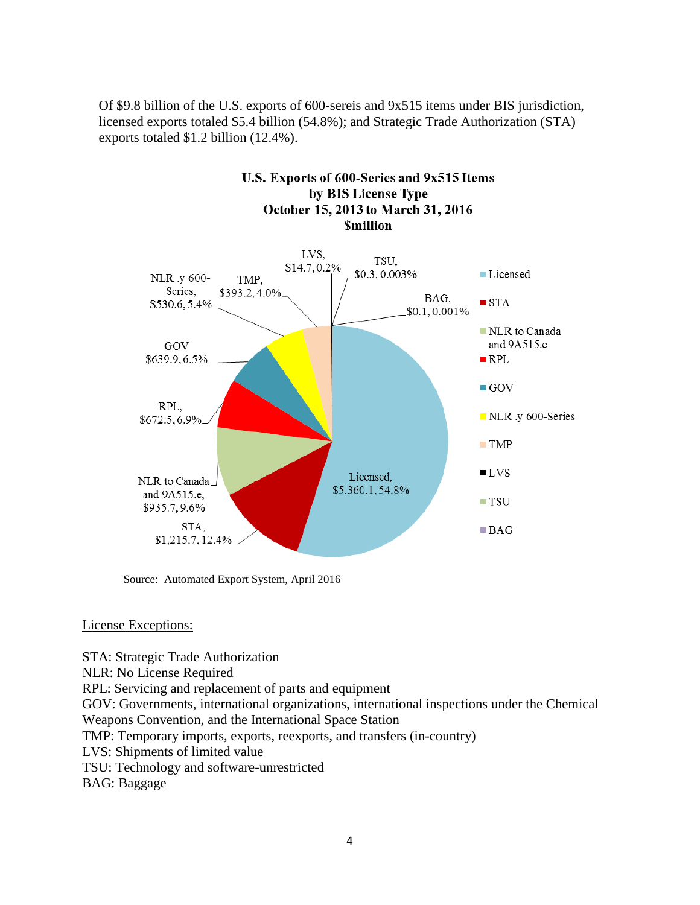Of $9.8 billion of the U.S. exports of 600-sereis and 9x515 items under BIS jurisdiction, licensed exports totaled $5.4 billion (54.8%); and Strategic Trade Authorization (STA) exports totaled $1.2 billion (12.4%).

**U.S. Exports of 600-Series and 9x515 Items by BIS License Type October 15, 2013 to March 31, 2016 $million**

Licensed, $5,360.1, 54.8%
STA, $1,215.7, 12.4%
NLR to Canada and 9A515.e, $935.7, 9.6%
RPL, $672.5, 6.9%
GOV, $639.9, 6.5%
NLR .y 600-Series, $530.6, 5.4%
TMP, $393.2, 4.0%
LVS, $14.7, 0.2%
TSU, $0.3, 0.003%
BAG, $0.1, 0.001%

Licensed
STA
NLR to Canada and 9A515.e
RPL
GOV
NLR .y 600-Series
TMP
LVS
TSU
BAG

Source: Automated Export System, April 2016

<u>License Exceptions:</u>

STA: Strategic Trade Authorization
NLR: No License Required
RPL: Servicing and replacement of parts and equipment
GOV: Governments, international organizations, international inspections under the Chemical Weapons Convention, and the International Space Station
TMP: Temporary imports, exports, reexports, and transfers (in-country)
LVS: Shipments of limited value
TSU: Technology and software-unrestricted
BAG: Baggage